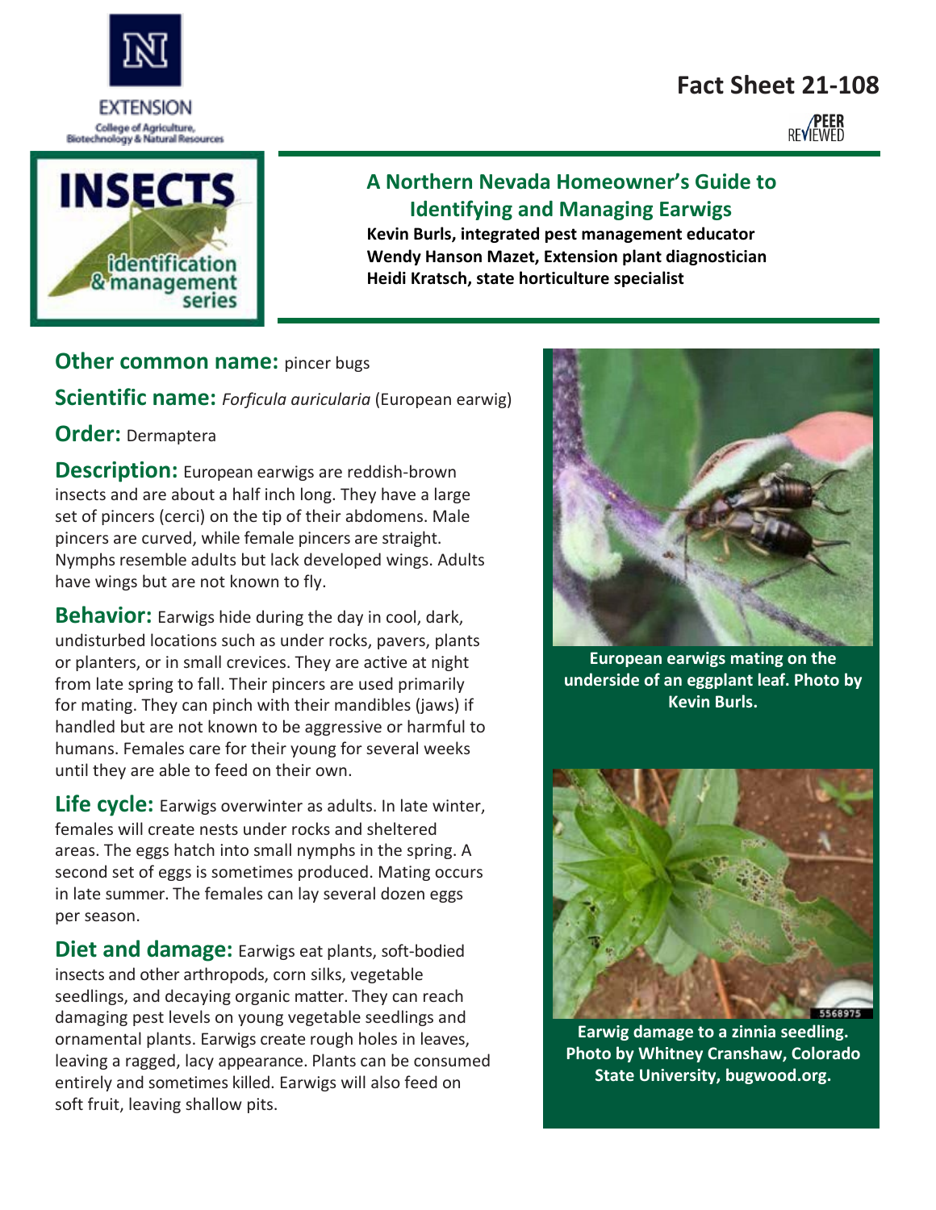EXTENSION

College of Agriculture, Biotechnology & Natural Resources

Fact Sheet 21-108

PEER REVIEWED

INSECTS identification & management series

# A Northern Nevada Homeowner's Guide to Identifying and Managing Earwigs

**Kevin Burls, integrated pest management educator**
**Wendy Hanson Mazet, Extension plant diagnostician**
**Heidi Kratsch, state horticulture specialist**

**Other common name:** pincer bugs

**Scientific name:** *Forficula auricularia* (European earwig)

**Order:** Dermaptera

**Description:** European earwigs are reddish-brown insects and are about a half inch long. They have a large set of pincers (cerci) on the tip of their abdomens. Male pincers are curved, while female pincers are straight. Nymphs resemble adults but lack developed wings. Adults have wings but are not known to fly.

**Behavior:** Earwigs hide during the day in cool, dark, undisturbed locations such as under rocks, pavers, plants or planters, or in small crevices. They are active at night from late spring to fall. Their pincers are used primarily for mating. They can pinch with their mandibles (jaws) if handled but are not known to be aggressive or harmful to humans. Females care for their young for several weeks until they are able to feed on their own.

**Life cycle:** Earwigs overwinter as adults. In late winter, females will create nests under rocks and sheltered areas. The eggs hatch into small nymphs in the spring. A second set of eggs is sometimes produced. Mating occurs in late summer. The females can lay several dozen eggs per season.

**Diet and damage:** Earwigs eat plants, soft-bodied insects and other arthropods, corn silks, vegetable seedlings, and decaying organic matter. They can reach damaging pest levels on young vegetable seedlings and ornamental plants. Earwigs create rough holes in leaves, leaving a ragged, lacy appearance. Plants can be consumed entirely and sometimes killed. Earwigs will also feed on soft fruit, leaving shallow pits.

**European earwigs mating on the underside of an eggplant leaf. Photo by Kevin Burls.**

**Earwig damage to a zinnia seedling. Photo by Whitney Cranshaw, Colorado State University, bugwood.org.**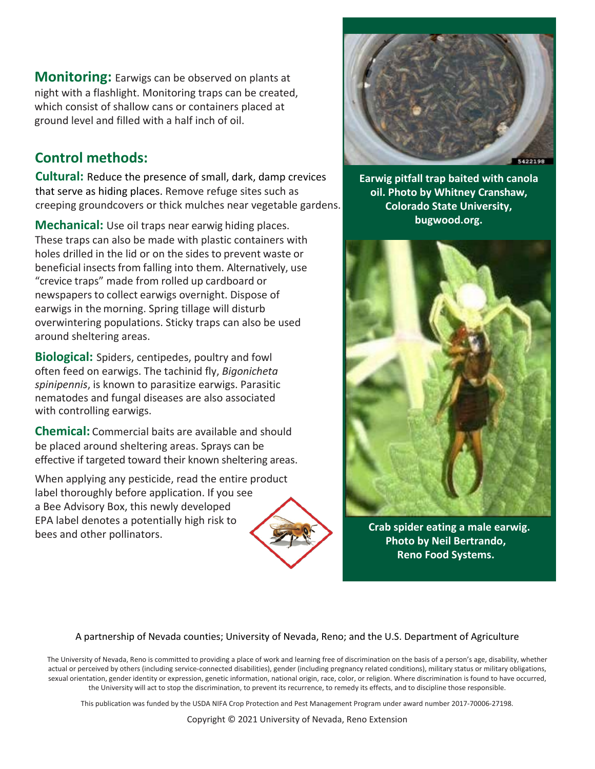**Monitoring:** Earwigs can be observed on plants at night with a flashlight. Monitoring traps can be created, which consist of shallow cans or containers placed at ground level and filled with a half inch of oil.

## Control methods:

**Cultural:** Reduce the presence of small, dark, damp crevices that serve as hiding places. Remove refuge sites such as creeping groundcovers or thick mulches near vegetable gardens.

**Mechanical:** Use oil traps near earwig hiding places. These traps can also be made with plastic containers with holes drilled in the lid or on the sides to prevent waste or beneficial insects from falling into them. Alternatively, use "crevice traps" made from rolled up cardboard or newspapers to collect earwigs overnight. Dispose of earwigs in the morning. Spring tillage will disturb overwintering populations. Sticky traps can also be used around sheltering areas.

**Biological:** Spiders, centipedes, poultry and fowl often feed on earwigs. The tachinid fly, *Bigonicheta spinipennis*, is known to parasitize earwigs. Parasitic nematodes and fungal diseases are also associated with controlling earwigs.

**Chemical:** Commercial baits are available and should be placed around sheltering areas. Sprays can be effective if targeted toward their known sheltering areas.

When applying any pesticide, read the entire product label thoroughly before application. If you see a Bee Advisory Box, this newly developed EPA label denotes a potentially high risk to bees and other pollinators.

**Earwig pitfall trap baited with canola oil. Photo by Whitney Cranshaw, Colorado State University, bugwood.org.**

**Crab spider eating a male earwig. Photo by Neil Bertrando, Reno Food Systems.**

A partnership of Nevada counties; University of Nevada, Reno; and the U.S. Department of Agriculture

The University of Nevada, Reno is committed to providing a place of work and learning free of discrimination on the basis of a person's age, disability, whether actual or perceived by others (including service-connected disabilities), gender (including pregnancy related conditions), military status or military obligations, sexual orientation, gender identity or expression, genetic information, national origin, race, color, or religion. Where discrimination is found to have occurred, the University will act to stop the discrimination, to prevent its recurrence, to remedy its effects, and to discipline those responsible.

This publication was funded by the USDA NIFA Crop Protection and Pest Management Program under award number 2017-70006-27198.

Copyright © 2021 University of Nevada, Reno Extension